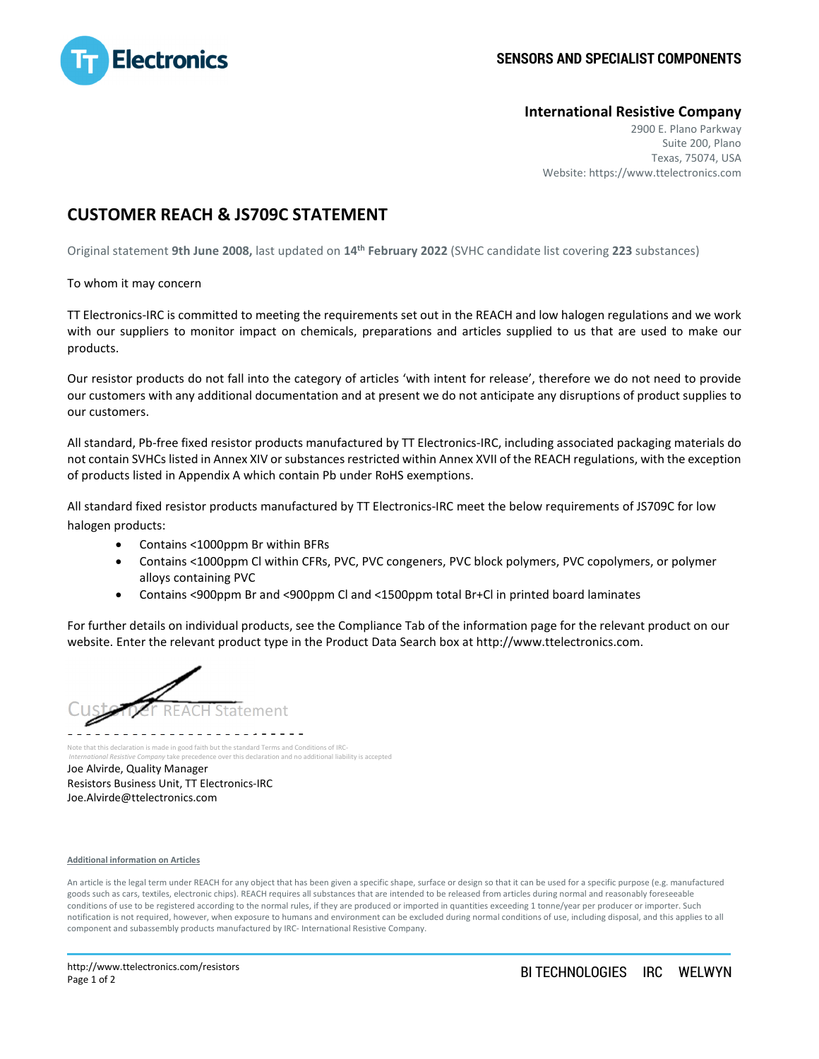SENSORS AND SPECIALIST COMPONENTS

**International Resistive Company**
2900 E. Plano Parkway
Suite 200, Plano
Texas, 75074, USA
Website: https://www.ttelectronics.com

# CUSTOMER REACH & JS709C STATEMENT

Original statement **9th June 2008,** last updated on **14th February 2022** (SVHC candidate list covering **223** substances)

To whom it may concern

TT Electronics-IRC is committed to meeting the requirements set out in the REACH and low halogen regulations and we work with our suppliers to monitor impact on chemicals, preparations and articles supplied to us that are used to make our products.

Our resistor products do not fall into the category of articles 'with intent for release', therefore we do not need to provide our customers with any additional documentation and at present we do not anticipate any disruptions of product supplies to our customers.

All standard, Pb-free fixed resistor products manufactured by TT Electronics-IRC, including associated packaging materials do not contain SVHCs listed in Annex XIV or substances restricted within Annex XVII of the REACH regulations, with the exception of products listed in Appendix A which contain Pb under RoHS exemptions.

All standard fixed resistor products manufactured by TT Electronics-IRC meet the below requirements of JS709C for low halogen products:

- Contains <1000ppm Br within BFRs
- Contains <1000ppm Cl within CFRs, PVC, PVC congeners, PVC block polymers, PVC copolymers, or polymer alloys containing PVC
- Contains <900ppm Br and <900ppm Cl and <1500ppm total Br+Cl in printed board laminates

For further details on individual products, see the Compliance Tab of the information page for the relevant product on our website. Enter the relevant product type in the Product Data Search box at http://www.ttelectronics.com.

Customer REACH Statement

Note that this declaration is made in good faith but the standard Terms and Conditions of IRC-*International Resistive Company* take precedence over this declaration and no additional liability is accepted

Joe Alvirde, Quality Manager
Resistors Business Unit, TT Electronics-IRC
Joe.Alvirde@ttelectronics.com

**Additional information on Articles**

An article is the legal term under REACH for any object that has been given a specific shape, surface or design so that it can be used for a specific purpose (e.g. manufactured goods such as cars, textiles, electronic chips). REACH requires all substances that are intended to be released from articles during normal and reasonably foreseeable conditions of use to be registered according to the normal rules, if they are produced or imported in quantities exceeding 1 tonne/year per producer or importer. Such notification is not required, however, when exposure to humans and environment can be excluded during normal conditions of use, including disposal, and this applies to all component and subassembly products manufactured by IRC- International Resistive Company.

http://www.ttelectronics.com/resistors

BI TECHNOLOGIES IRC WELWYN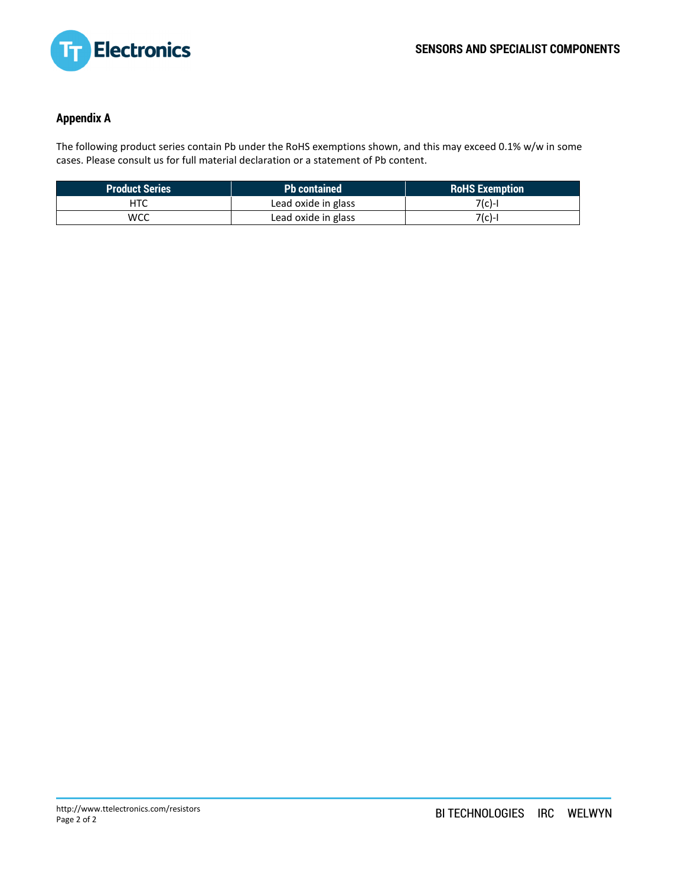## Appendix A

The following product series contain Pb under the RoHS exemptions shown, and this may exceed 0.1% w/w in some cases. Please consult us for full material declaration or a statement of Pb content.

| Product Series | Pb contained | RoHS Exemption |
|---|---|---|
| HTC | Lead oxide in glass | 7(c)-I |
| WCC | Lead oxide in glass | 7(c)-I |